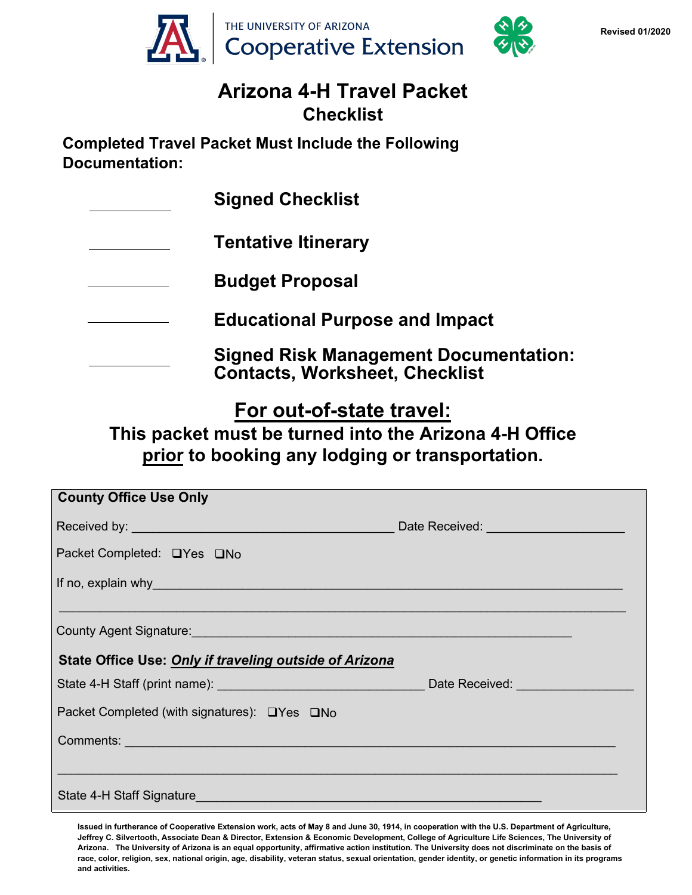THE UNIVERSITY OF ARIZONA
Cooperative Extension

Revised 01/2020

# Arizona 4-H Travel Packet
## Checklist

**Completed Travel Packet Must Include the Following Documentation:**

\_\_\_\_\_\_\_\_\_\_ **Signed Checklist**

\_\_\_\_\_\_\_\_\_\_ **Tentative Itinerary**

\_\_\_\_\_\_\_\_\_\_ **Budget Proposal**

\_\_\_\_\_\_\_\_\_\_ **Educational Purpose and Impact**

\_\_\_\_\_\_\_\_\_\_ **Signed Risk Management Documentation: Contacts, Worksheet, Checklist**

## For out-of-state travel:

**This packet must be turned into the Arizona 4-H Office prior to booking any lodging or transportation.**

---

**County Office Use Only**

Received by: \_\_\_\_\_\_\_\_\_\_\_\_\_\_\_\_\_\_\_\_\_\_\_\_\_\_\_\_\_\_\_\_\_\_\_\_ Date Received: \_\_\_\_\_\_\_\_\_\_\_\_\_\_\_\_\_\_

Packet Completed: ❑Yes ❑No

If no, explain why\_\_\_\_\_\_\_\_\_\_\_\_\_\_\_\_\_\_\_\_\_\_\_\_\_\_\_\_\_\_\_\_\_\_\_\_\_\_\_\_\_\_\_\_\_\_\_\_\_\_\_\_\_\_\_\_\_\_\_\_\_\_

\_\_\_\_\_\_\_\_\_\_\_\_\_\_\_\_\_\_\_\_\_\_\_\_\_\_\_\_\_\_\_\_\_\_\_\_\_\_\_\_\_\_\_\_\_\_\_\_\_\_\_\_\_\_\_\_\_\_\_\_\_\_\_\_\_\_\_\_\_\_\_\_\_\_\_\_

County Agent Signature:\_\_\_\_\_\_\_\_\_\_\_\_\_\_\_\_\_\_\_\_\_\_\_\_\_\_\_\_\_\_\_\_\_\_\_\_\_\_\_\_\_\_\_\_\_\_\_\_\_\_\_\_\_\_

**State Office Use: *Only if traveling outside of Arizona***

State 4-H Staff (print name): \_\_\_\_\_\_\_\_\_\_\_\_\_\_\_\_\_\_\_\_\_\_\_\_\_\_\_\_\_ Date Received: \_\_\_\_\_\_\_\_\_\_\_\_\_\_\_\_

Packet Completed (with signatures): ❑Yes ❑No

Comments: \_\_\_\_\_\_\_\_\_\_\_\_\_\_\_\_\_\_\_\_\_\_\_\_\_\_\_\_\_\_\_\_\_\_\_\_\_\_\_\_\_\_\_\_\_\_\_\_\_\_\_\_\_\_\_\_\_\_\_\_\_\_\_\_\_\_\_\_

\_\_\_\_\_\_\_\_\_\_\_\_\_\_\_\_\_\_\_\_\_\_\_\_\_\_\_\_\_\_\_\_\_\_\_\_\_\_\_\_\_\_\_\_\_\_\_\_\_\_\_\_\_\_\_\_\_\_\_\_\_\_\_\_\_\_\_\_\_\_\_\_\_\_\_\_

State 4-H Staff Signature\_\_\_\_\_\_\_\_\_\_\_\_\_\_\_\_\_\_\_\_\_\_\_\_\_\_\_\_\_\_\_\_\_\_\_\_\_\_\_\_\_\_\_\_\_\_\_\_\_\_\_\_

---

**Issued in furtherance of Cooperative Extension work, acts of May 8 and June 30, 1914, in cooperation with the U.S. Department of Agriculture, Jeffrey C. Silvertooth, Associate Dean & Director, Extension & Economic Development, College of Agriculture Life Sciences, The University of Arizona. The University of Arizona is an equal opportunity, affirmative action institution. The University does not discriminate on the basis of race, color, religion, sex, national origin, age, disability, veteran status, sexual orientation, gender identity, or genetic information in its programs and activities.**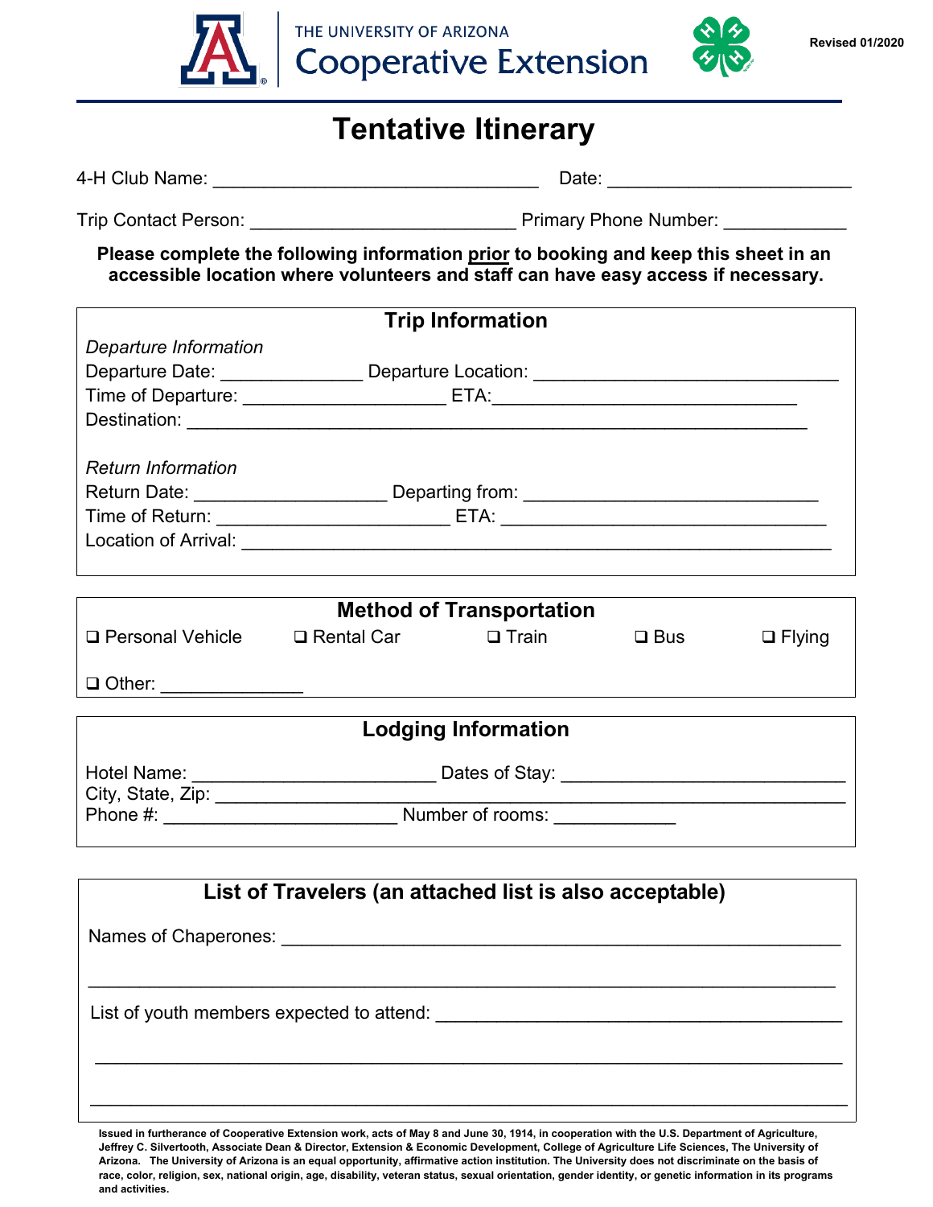THE UNIVERSITY OF ARIZONA
Cooperative Extension

Revised 01/2020

# Tentative Itinerary

4-H Club Name: ________________________________ Date: ________________________

Trip Contact Person: __________________________ Primary Phone Number: ____________

**Please complete the following information <u>prior</u> to booking and keep this sheet in an accessible location where volunteers and staff can have easy access if necessary.**

## Trip Information

*Departure Information*

Departure Date: ______________ Departure Location: ______________________________

Time of Departure: ____________________ ETA:______________________________

Destination: ____________________________________________________________

*Return Information*

Return Date: ___________________ Departing from: _____________________________

Time of Return: _______________________ ETA: ________________________________

Location of Arrival: __________________________________________________________

## Method of Transportation

❑ Personal Vehicle ❑ Rental Car ❑ Train ❑ Bus ❑ Flying

❑ Other: ______________

## Lodging Information

Hotel Name: ________________________ Dates of Stay: ____________________________

City, State, Zip: ______________________________________________________________

Phone #: _______________________ Number of rooms: ____________

## List of Travelers (an attached list is also acceptable)

Names of Chaperones: _______________________________________________________

__________________________________________________________________________

List of youth members expected to attend: ________________________________________

__________________________________________________________________________

__________________________________________________________________________

**Issued in furtherance of Cooperative Extension work, acts of May 8 and June 30, 1914, in cooperation with the U.S. Department of Agriculture, Jeffrey C. Silvertooth, Associate Dean & Director, Extension & Economic Development, College of Agriculture Life Sciences, The University of Arizona. The University of Arizona is an equal opportunity, affirmative action institution. The University does not discriminate on the basis of race, color, religion, sex, national origin, age, disability, veteran status, sexual orientation, gender identity, or genetic information in its programs and activities.**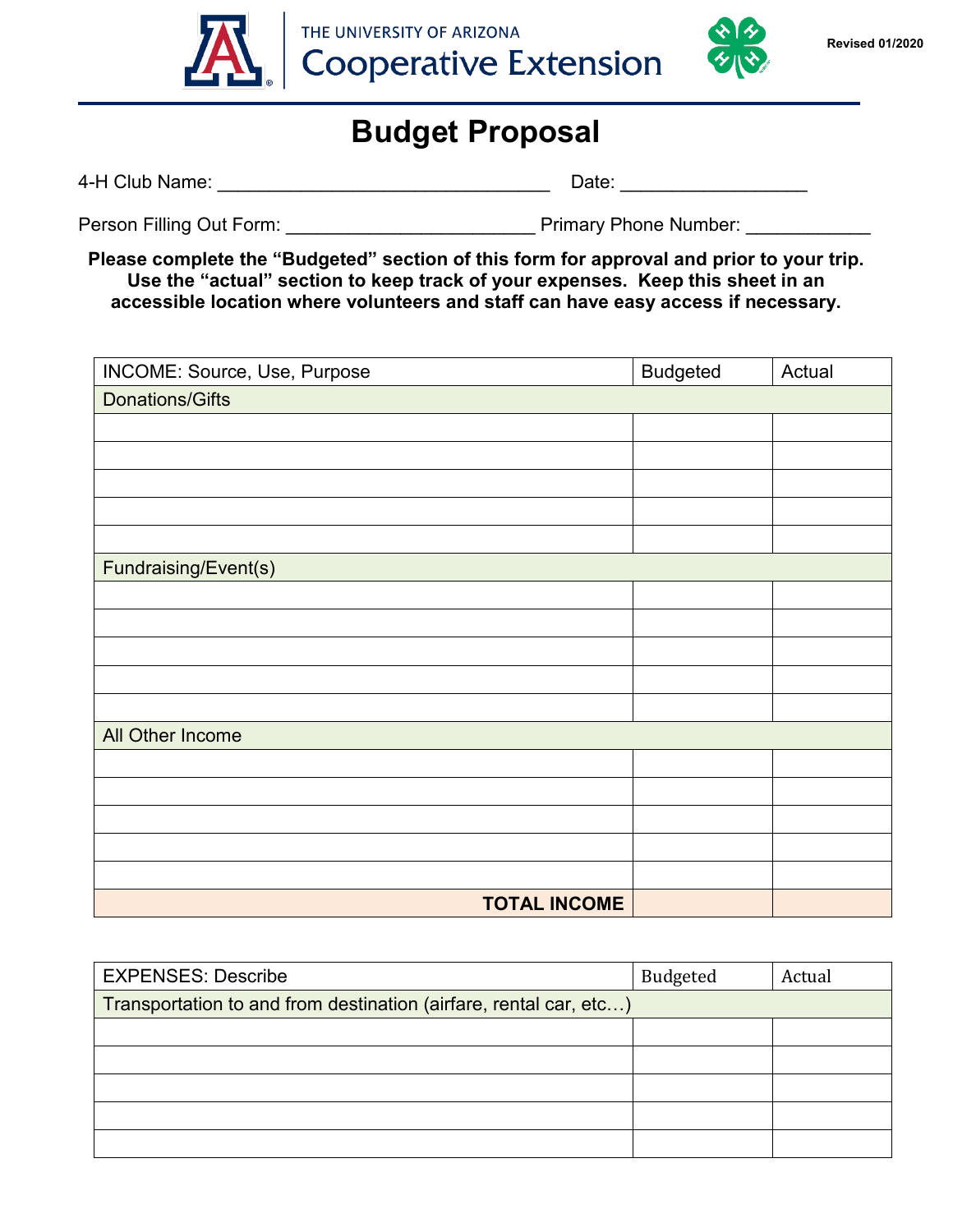THE UNIVERSITY OF ARIZONA
Cooperative Extension

Revised 01/2020

# Budget Proposal

4-H Club Name: ________________________________ Date: __________________

Person Filling Out Form: ________________________ Primary Phone Number: ____________

**Please complete the "Budgeted" section of this form for approval and prior to your trip. Use the "actual" section to keep track of your expenses. Keep this sheet in an accessible location where volunteers and staff can have easy access if necessary.**

| INCOME: Source, Use, Purpose | Budgeted | Actual |
|---|---|---|
| Donations/Gifts | | |
| | | |
| | | |
| | | |
| | | |
| | | |
| Fundraising/Event(s) | | |
| | | |
| | | |
| | | |
| | | |
| | | |
| All Other Income | | |
| | | |
| | | |
| | | |
| | | |
| | | |
| **TOTAL INCOME** | | |

| EXPENSES: Describe | Budgeted | Actual |
|---|---|---|
| Transportation to and from destination (airfare, rental car, etc…) | | |
| | | |
| | | |
| | | |
| | | |
| | | |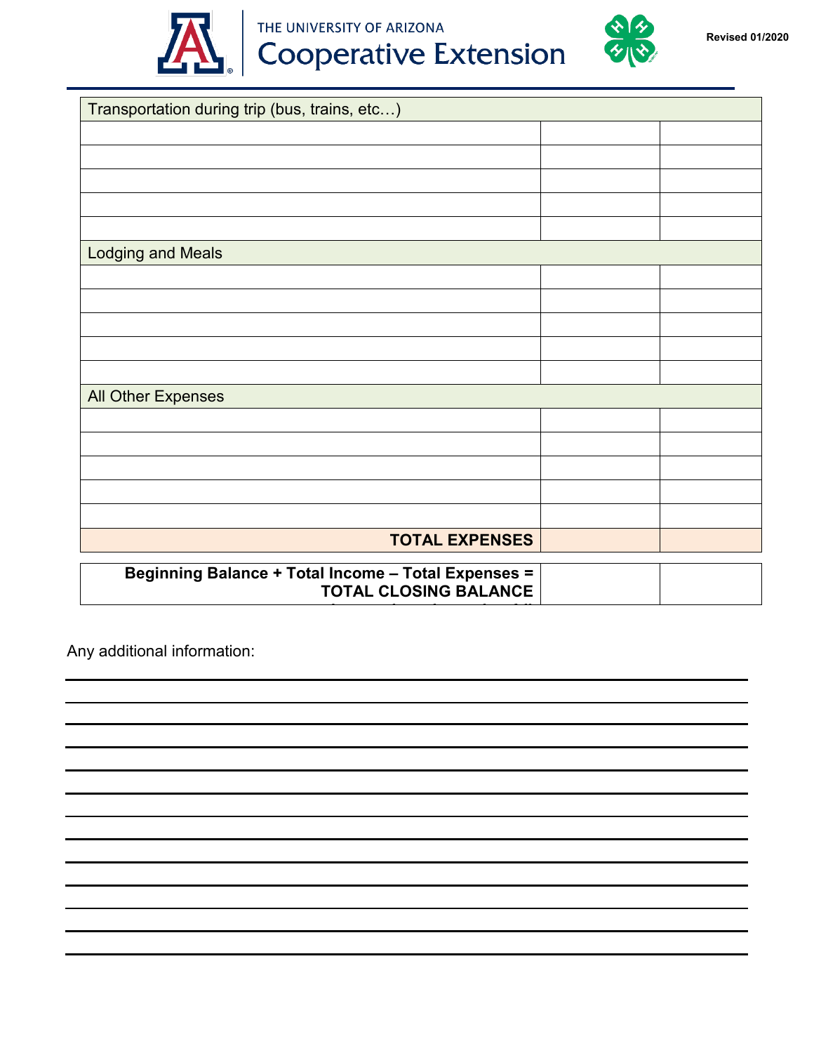| Transportation during trip (bus, trains, etc…) | | |
|---|---|---|
| | | |
| | | |
| | | |
| | | |
| | | |
| **Lodging and Meals** | | |
| | | |
| | | |
| | | |
| | | |
| | | |
| **All Other Expenses** | | |
| | | |
| | | |
| | | |
| | | |
| | | |
| **TOTAL EXPENSES** | | |

| Beginning Balance + Total Income – Total Expenses = TOTAL CLOSING BALANCE | | |
|---|---|---|

Any additional information: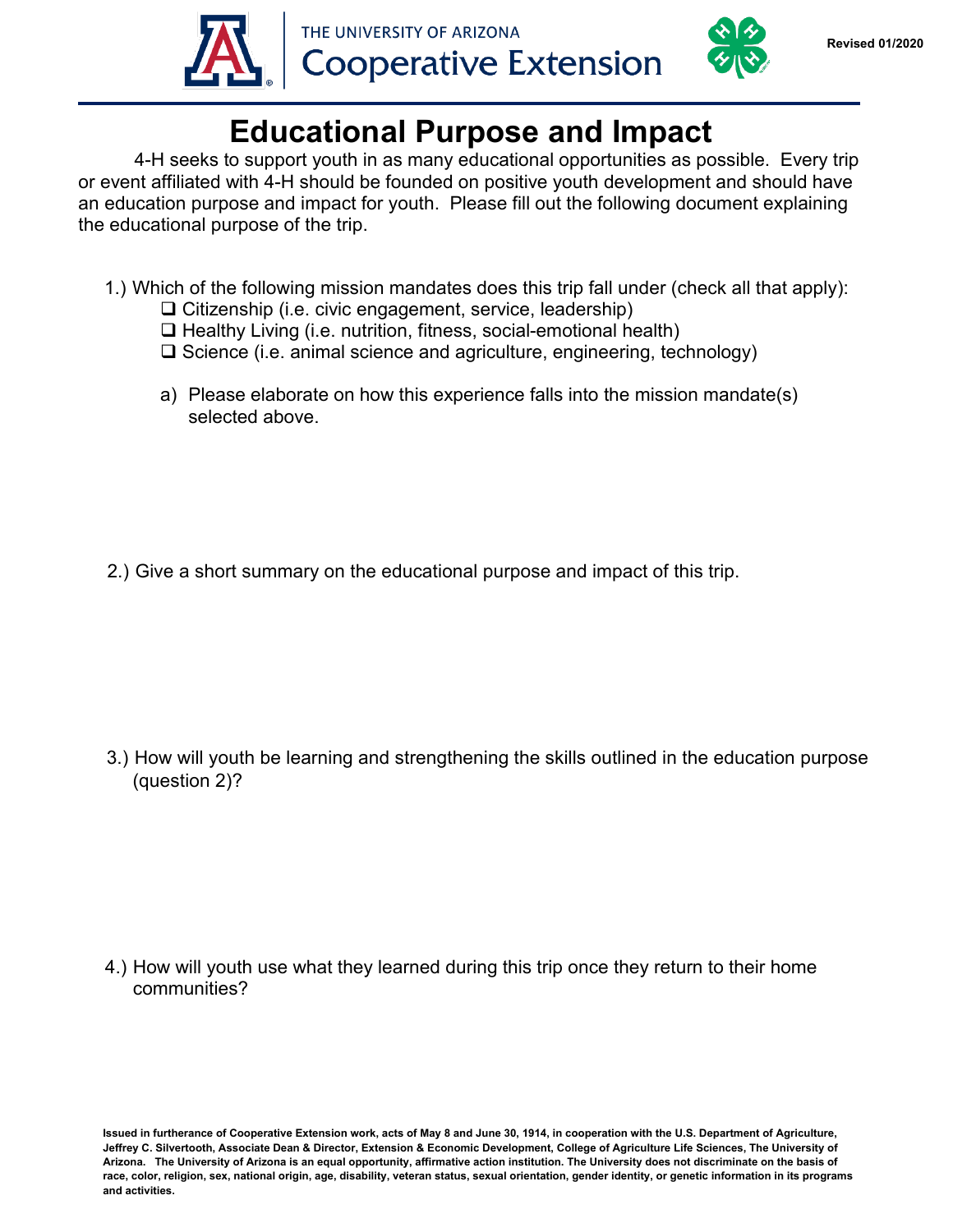THE UNIVERSITY OF ARIZONA
Cooperative Extension

Revised 01/2020

# Educational Purpose and Impact

4-H seeks to support youth in as many educational opportunities as possible. Every trip or event affiliated with 4-H should be founded on positive youth development and should have an education purpose and impact for youth. Please fill out the following document explaining the educational purpose of the trip.

1.) Which of the following mission mandates does this trip fall under (check all that apply):
- ❑ Citizenship (i.e. civic engagement, service, leadership)
- ❑ Healthy Living (i.e. nutrition, fitness, social-emotional health)
- ❑ Science (i.e. animal science and agriculture, engineering, technology)

   a) Please elaborate on how this experience falls into the mission mandate(s) selected above.

2.) Give a short summary on the educational purpose and impact of this trip.

3.) How will youth be learning and strengthening the skills outlined in the education purpose (question 2)?

4.) How will youth use what they learned during this trip once they return to their home communities?

**Issued in furtherance of Cooperative Extension work, acts of May 8 and June 30, 1914, in cooperation with the U.S. Department of Agriculture, Jeffrey C. Silvertooth, Associate Dean & Director, Extension & Economic Development, College of Agriculture Life Sciences, The University of Arizona. The University of Arizona is an equal opportunity, affirmative action institution. The University does not discriminate on the basis of race, color, religion, sex, national origin, age, disability, veteran status, sexual orientation, gender identity, or genetic information in its programs and activities.**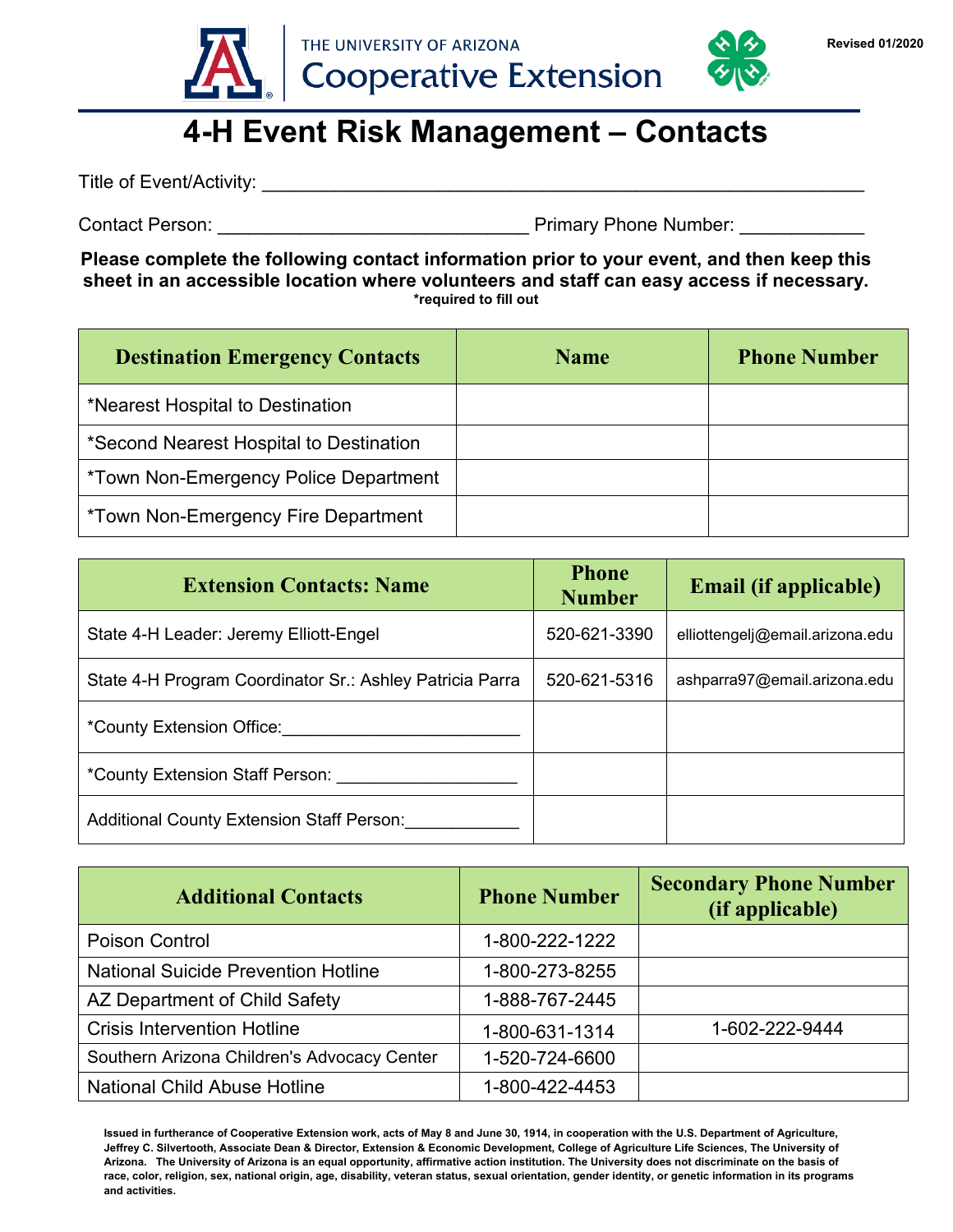THE UNIVERSITY OF ARIZONA
Cooperative Extension

Revised 01/2020

# 4-H Event Risk Management – Contacts

Title of Event/Activity: ___________________________________________________________

Contact Person: _______________________________ Primary Phone Number: ____________

**Please complete the following contact information prior to your event, and then keep this sheet in an accessible location where volunteers and staff can easy access if necessary.**
**\*required to fill out**

| Destination Emergency Contacts | Name | Phone Number |
|---|---|---|
| *Nearest Hospital to Destination | | |
| *Second Nearest Hospital to Destination | | |
| *Town Non-Emergency Police Department | | |
| *Town Non-Emergency Fire Department | | |

| Extension Contacts: Name | Phone Number | Email (if applicable) |
|---|---|---|
| State 4-H Leader: Jeremy Elliott-Engel | 520-621-3390 | elliottengelj@email.arizona.edu |
| State 4-H Program Coordinator Sr.: Ashley Patricia Parra | 520-621-5316 | ashparra97@email.arizona.edu |
| *County Extension Office:_________________________ | | |
| *County Extension Staff Person: ___________________ | | |
| Additional County Extension Staff Person:____________ | | |

| Additional Contacts | Phone Number | Secondary Phone Number (if applicable) |
|---|---|---|
| Poison Control | 1-800-222-1222 | |
| National Suicide Prevention Hotline | 1-800-273-8255 | |
| AZ Department of Child Safety | 1-888-767-2445 | |
| Crisis Intervention Hotline | 1-800-631-1314 | 1-602-222-9444 |
| Southern Arizona Children's Advocacy Center | 1-520-724-6600 | |
| National Child Abuse Hotline | 1-800-422-4453 | |

**Issued in furtherance of Cooperative Extension work, acts of May 8 and June 30, 1914, in cooperation with the U.S. Department of Agriculture, Jeffrey C. Silvertooth, Associate Dean & Director, Extension & Economic Development, College of Agriculture Life Sciences, The University of Arizona. The University of Arizona is an equal opportunity, affirmative action institution. The University does not discriminate on the basis of race, color, religion, sex, national origin, age, disability, veteran status, sexual orientation, gender identity, or genetic information in its programs and activities.**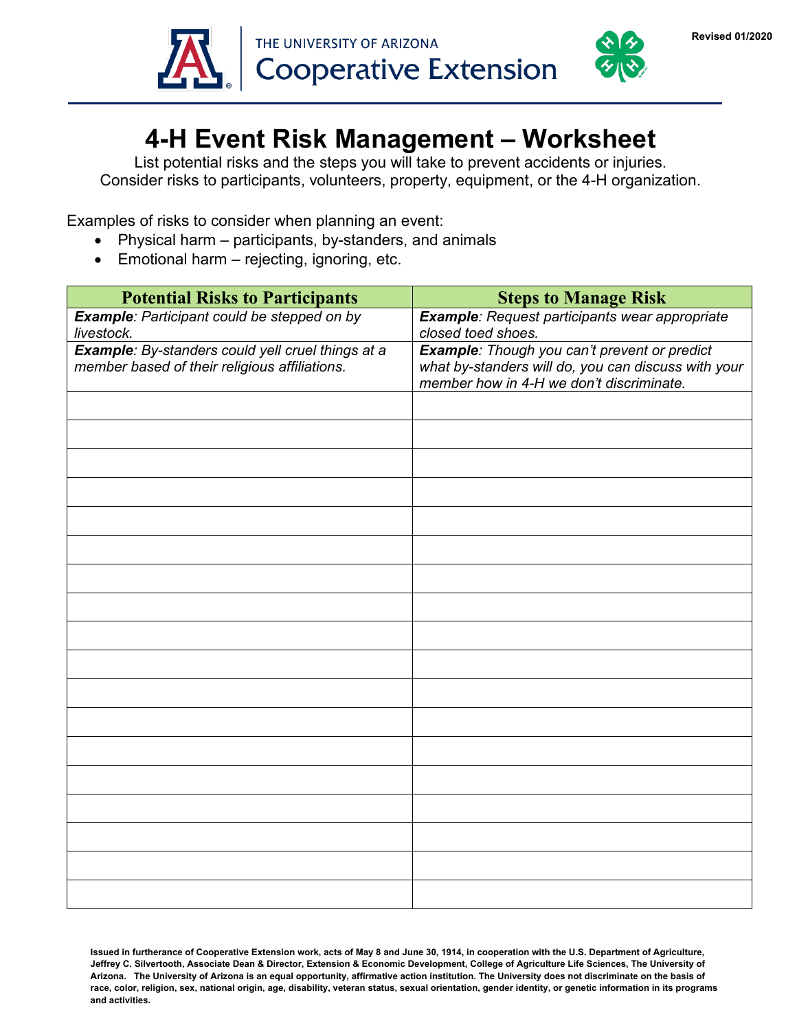THE UNIVERSITY OF ARIZONA
Cooperative Extension

Revised 01/2020

# 4-H Event Risk Management – Worksheet

List potential risks and the steps you will take to prevent accidents or injuries.
Consider risks to participants, volunteers, property, equipment, or the 4-H organization.

Examples of risks to consider when planning an event:

- Physical harm – participants, by-standers, and animals
- Emotional harm – rejecting, ignoring, etc.

| Potential Risks to Participants | Steps to Manage Risk |
|---|---|
| ***Example**: Participant could be stepped on by livestock.* | ***Example**: Request participants wear appropriate closed toed shoes.* |
| ***Example**: By-standers could yell cruel things at a member based of their religious affiliations.* | ***Example**: Though you can't prevent or predict what by-standers will do, you can discuss with your member how in 4-H we don't discriminate.* |
| | |
| | |
| | |
| | |
| | |
| | |
| | |
| | |
| | |
| | |
| | |
| | |
| | |
| | |
| | |
| | |
| | |
| | |

**Issued in furtherance of Cooperative Extension work, acts of May 8 and June 30, 1914, in cooperation with the U.S. Department of Agriculture, Jeffrey C. Silvertooth, Associate Dean & Director, Extension & Economic Development, College of Agriculture Life Sciences, The University of Arizona. The University of Arizona is an equal opportunity, affirmative action institution. The University does not discriminate on the basis of race, color, religion, sex, national origin, age, disability, veteran status, sexual orientation, gender identity, or genetic information in its programs and activities.**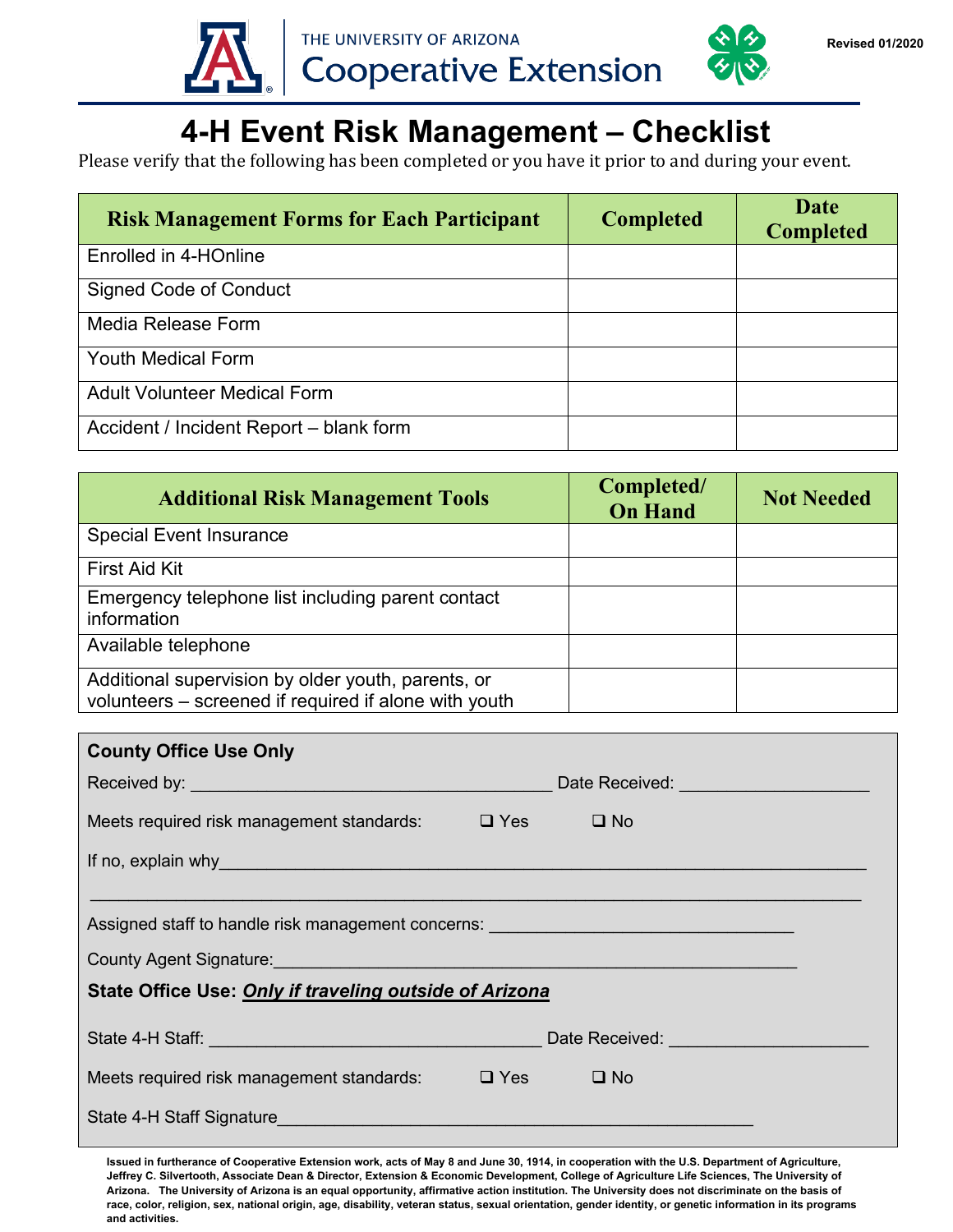THE UNIVERSITY OF ARIZONA
Cooperative Extension

Revised 01/2020

# 4-H Event Risk Management – Checklist

Please verify that the following has been completed or you have it prior to and during your event.

| Risk Management Forms for Each Participant | Completed | Date Completed |
|---|---|---|
| Enrolled in 4-HOnline | | |
| Signed Code of Conduct | | |
| Media Release Form | | |
| Youth Medical Form | | |
| Adult Volunteer Medical Form | | |
| Accident / Incident Report – blank form | | |

| Additional Risk Management Tools | Completed/ On Hand | Not Needed |
|---|---|---|
| Special Event Insurance | | |
| First Aid Kit | | |
| Emergency telephone list including parent contact information | | |
| Available telephone | | |
| Additional supervision by older youth, parents, or volunteers – screened if required if alone with youth | | |

**County Office Use Only**

Received by: ______________________________________ Date Received: ___________________

Meets required risk management standards: ❑ Yes ❑ No

If no, explain why_________________________________________________________________

_____________________________________________________________________________

Assigned staff to handle risk management concerns: ______________________________

County Agent Signature:______________________________________________________

**State Office Use: *Only if traveling outside of Arizona***

State 4-H Staff: __________________________________ Date Received: ____________________

Meets required risk management standards: ❑ Yes ❑ No

State 4-H Staff Signature__________________________________________________

**Issued in furtherance of Cooperative Extension work, acts of May 8 and June 30, 1914, in cooperation with the U.S. Department of Agriculture, Jeffrey C. Silvertooth, Associate Dean & Director, Extension & Economic Development, College of Agriculture Life Sciences, The University of Arizona. The University of Arizona is an equal opportunity, affirmative action institution. The University does not discriminate on the basis of race, color, religion, sex, national origin, age, disability, veteran status, sexual orientation, gender identity, or genetic information in its programs and activities.**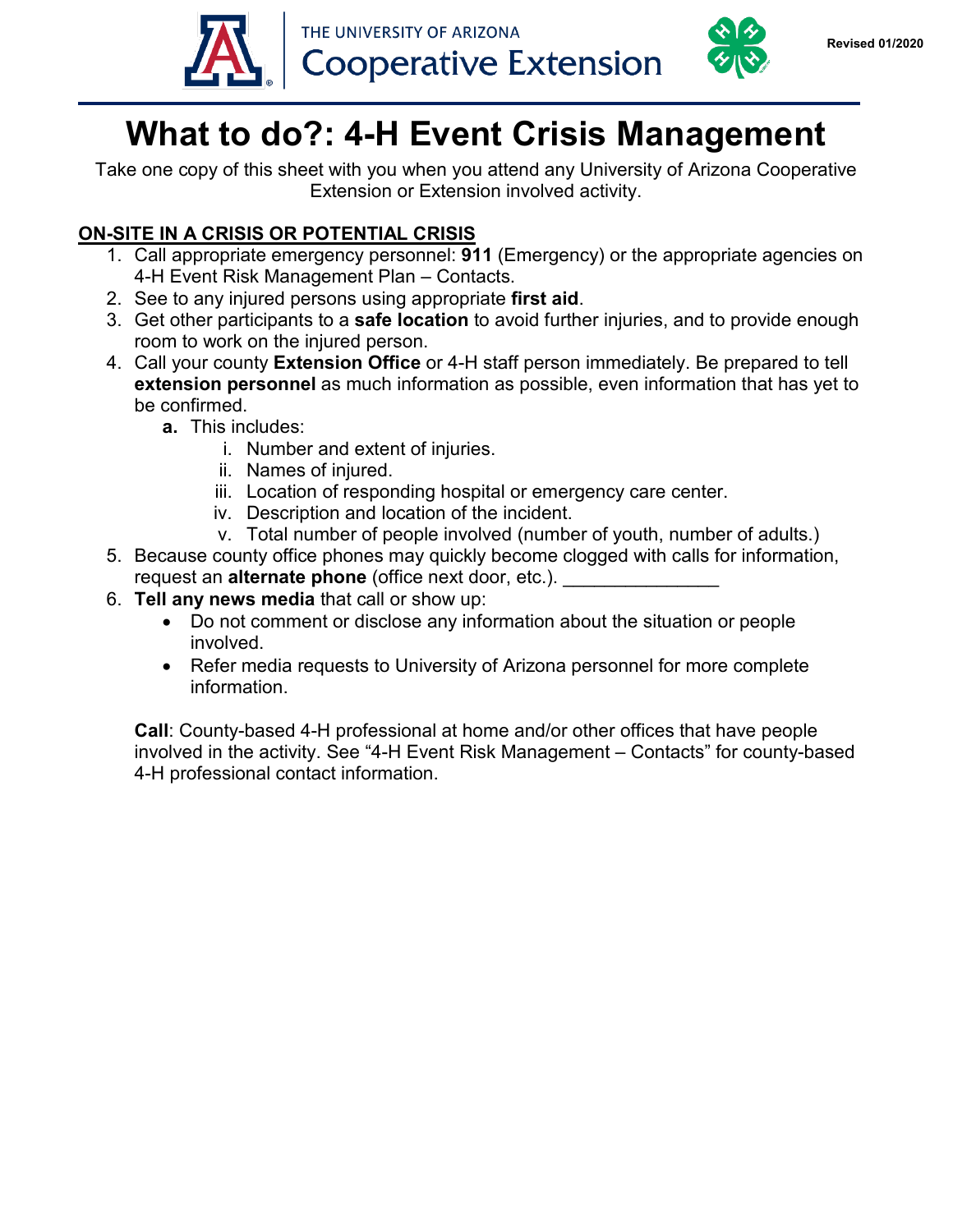THE UNIVERSITY OF ARIZONA
Cooperative Extension

Revised 01/2020

# What to do?: 4-H Event Crisis Management

Take one copy of this sheet with you when you attend any University of Arizona Cooperative Extension or Extension involved activity.

**ON-SITE IN A CRISIS OR POTENTIAL CRISIS**

1. Call appropriate emergency personnel: **911** (Emergency) or the appropriate agencies on 4-H Event Risk Management Plan – Contacts.
2. See to any injured persons using appropriate **first aid**.
3. Get other participants to a **safe location** to avoid further injuries, and to provide enough room to work on the injured person.
4. Call your county **Extension Office** or 4-H staff person immediately. Be prepared to tell **extension personnel** as much information as possible, even information that has yet to be confirmed.
   - **a.** This includes:
     - i. Number and extent of injuries.
     - ii. Names of injured.
     - iii. Location of responding hospital or emergency care center.
     - iv. Description and location of the incident.
     - v. Total number of people involved (number of youth, number of adults.)
5. Because county office phones may quickly become clogged with calls for information, request an **alternate phone** (office next door, etc.). _______________
6. **Tell any news media** that call or show up:
   - Do not comment or disclose any information about the situation or people involved.
   - Refer media requests to University of Arizona personnel for more complete information.

**Call**: County-based 4-H professional at home and/or other offices that have people involved in the activity. See "4-H Event Risk Management – Contacts" for county-based 4-H professional contact information.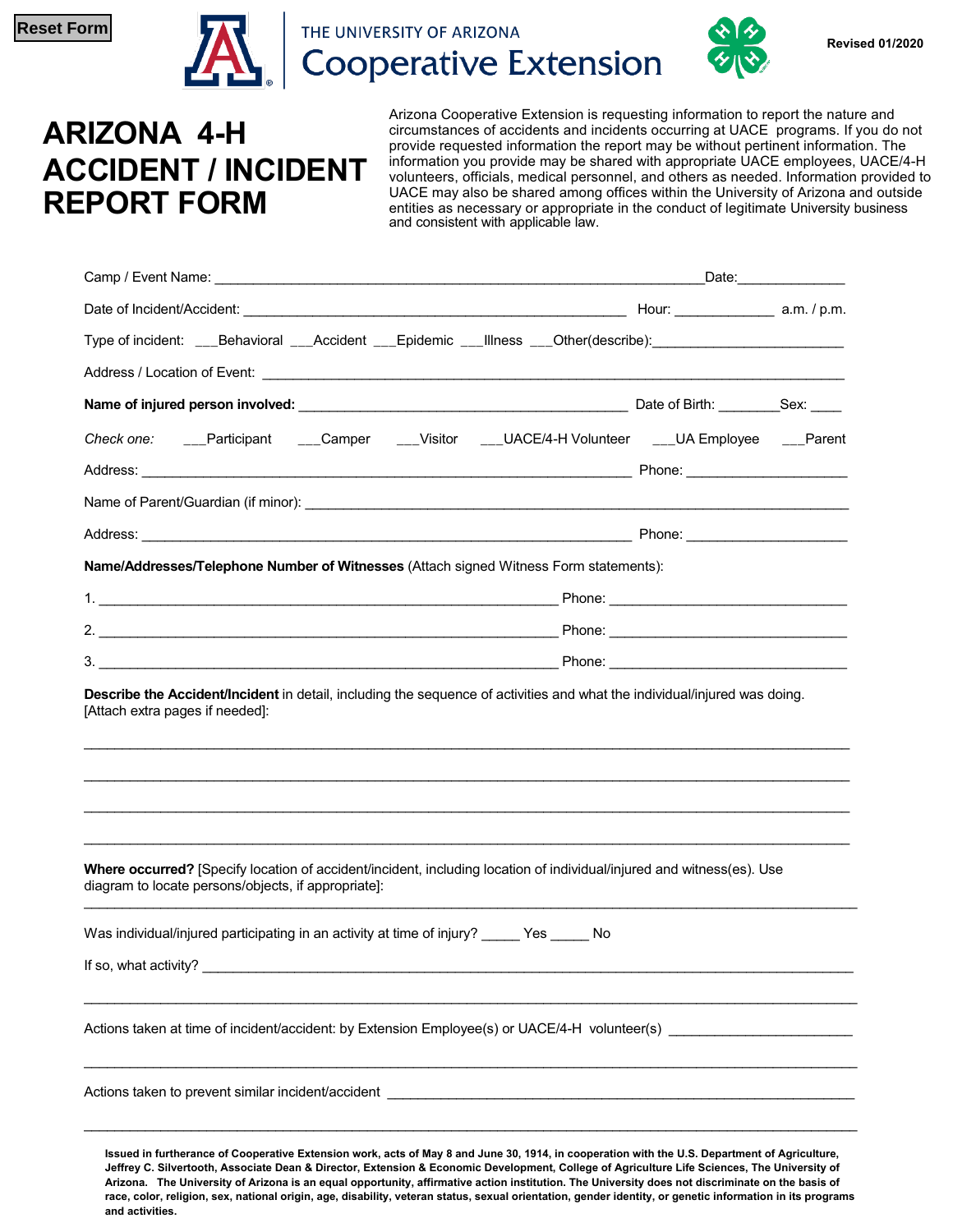Reset Form

THE UNIVERSITY OF ARIZONA
Cooperative Extension

Revised 01/2020

# ARIZONA 4-H ACCIDENT / INCIDENT REPORT FORM

Arizona Cooperative Extension is requesting information to report the nature and circumstances of accidents and incidents occurring at UACE programs. If you do not provide requested information the report may be without pertinent information. The information you provide may be shared with appropriate UACE employees, UACE/4-H volunteers, officials, medical personnel, and others as needed. Information provided to UACE may also be shared among offices within the University of Arizona and outside entities as necessary or appropriate in the conduct of legitimate University business and consistent with applicable law.

Camp / Event Name: ______________________________________________________________Date:_____________

Date of Incident/Accident: _________________________________________________ Hour: ____________ a.m. / p.m.

Type of incident: ___Behavioral ___Accident ___Epidemic ___Illness ___Other(describe):________________________

Address / Location of Event: ____________________________________________________________________________

**Name of injured person involved:** ___________________________________________ Date of Birth: _______Sex: ____

*Check one:* ___Participant ___Camper ___Visitor ___UACE/4-H Volunteer ___UA Employee ___Parent

Address: _______________________________________________________________ Phone: ____________________

Name of Parent/Guardian (if minor): _______________________________________________________________________

Address: _______________________________________________________________ Phone: ____________________

**Name/Addresses/Telephone Number of Witnesses** (Attach signed Witness Form statements):

1. ___________________________________________________________ Phone: ______________________________

2. ___________________________________________________________ Phone: ______________________________

3. ___________________________________________________________ Phone: ______________________________

**Describe the Accident/Incident** in detail, including the sequence of activities and what the individual/injured was doing. [Attach extra pages if needed]:

_____________________________________________________________________________________________

_____________________________________________________________________________________________

_____________________________________________________________________________________________

_____________________________________________________________________________________________

**Where occurred?** [Specify location of accident/incident, including location of individual/injured and witness(es). Use diagram to locate persons/objects, if appropriate]:

_____________________________________________________________________________________________

Was individual/injured participating in an activity at time of injury? _____ Yes _____ No

If so, what activity? _________________________________________________________________________________

_____________________________________________________________________________________________

Actions taken at time of incident/accident: by Extension Employee(s) or UACE/4-H volunteer(s) _______________________

_____________________________________________________________________________________________

Actions taken to prevent similar incident/accident ___________________________________________________________

_____________________________________________________________________________________________

**Issued in furtherance of Cooperative Extension work, acts of May 8 and June 30, 1914, in cooperation with the U.S. Department of Agriculture, Jeffrey C. Silvertooth, Associate Dean & Director, Extension & Economic Development, College of Agriculture Life Sciences, The University of Arizona. The University of Arizona is an equal opportunity, affirmative action institution. The University does not discriminate on the basis of race, color, religion, sex, national origin, age, disability, veteran status, sexual orientation, gender identity, or genetic information in its programs and activities.**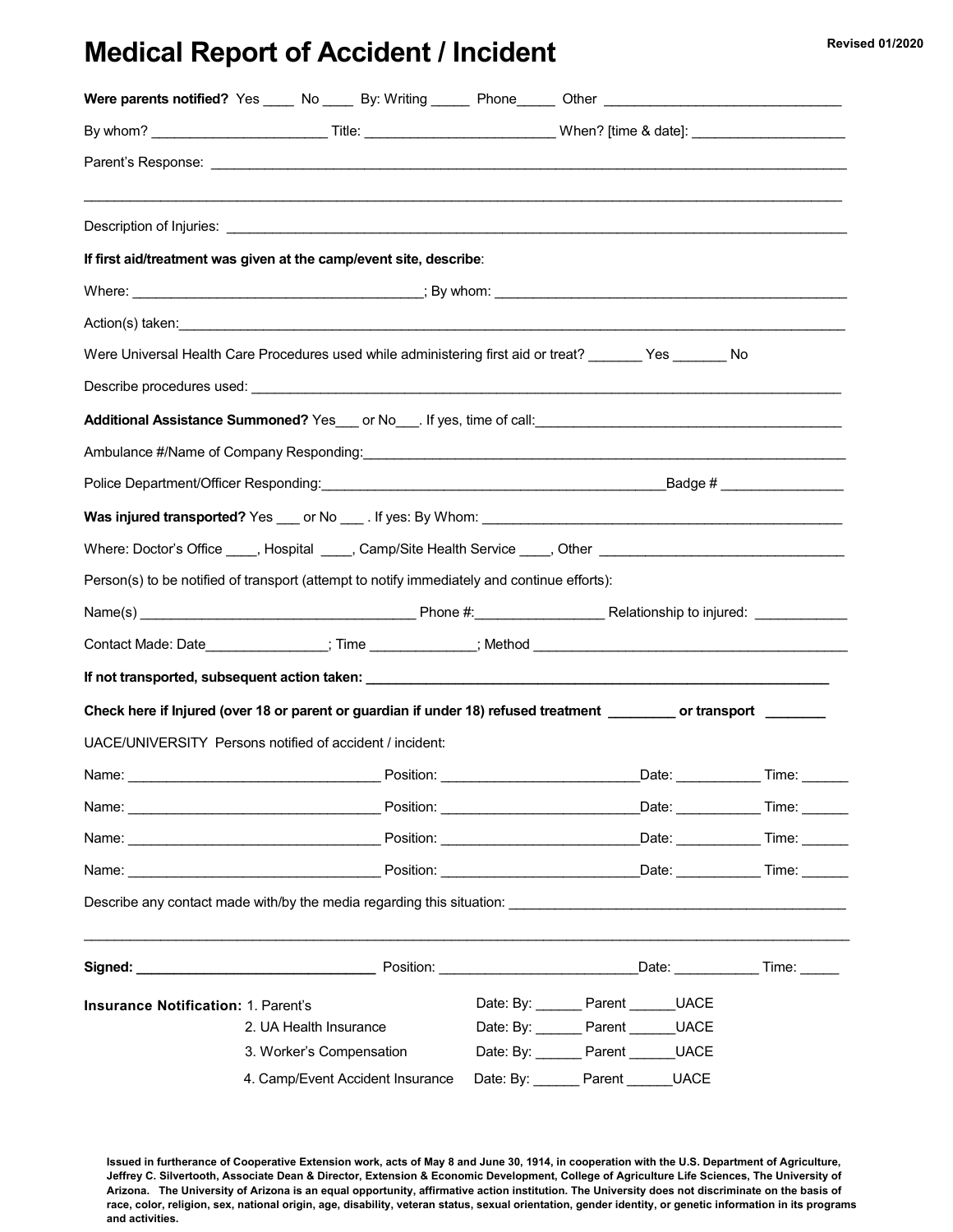# Medical Report of Accident / Incident

Revised 01/2020

**Were parents notified?** Yes ____ No ____ By: Writing _____ Phone_____ Other _______________________________

By whom? ______________________ Title: ________________________ When? [time & date]: ____________________

Parent's Response: _____________________________________________________________________________________

_______________________________________________________________________________________________________

Description of Injuries: _________________________________________________________________________________

**If first aid/treatment was given at the camp/event site, describe**:

Where: _____________________________________; By whom: ______________________________________________

Action(s) taken:_________________________________________________________________________________________

Were Universal Health Care Procedures used while administering first aid or treat? _______ Yes _______ No

Describe procedures used: ________________________________________________________________________________

**Additional Assistance Summoned?** Yes___ or No___. If yes, time of call:_________________________________________

Ambulance #/Name of Company Responding:_____________________________________________________________

Police Department/Officer Responding:_____________________________________________Badge # ________________

**Was injured transported?** Yes ___ or No ___ . If yes: By Whom: _______________________________________________

Where: Doctor's Office ____, Hospital ____, Camp/Site Health Service ____, Other _________________________________

Person(s) to be notified of transport (attempt to notify immediately and continue efforts):

Name(s) ___________________________________ Phone #:________________ Relationship to injured: ____________

Contact Made: Date________________; Time ______________; Method ___________________________________________

**If not transported, subsequent action taken: _______________________________________________________________**

**Check here if Injured (over 18 or parent or guardian if under 18) refused treatment _________ or transport ________**

UACE/UNIVERSITY Persons notified of accident / incident:

Name: ________________________________ Position: _________________________Date: ___________ Time: ______

Name: ________________________________ Position: _________________________Date: ___________ Time: ______

Name: ________________________________ Position: _________________________Date: ___________ Time: ______

Name: ________________________________ Position: _________________________Date: ___________ Time: ______

Describe any contact made with/by the media regarding this situation: ___________________________________________

_______________________________________________________________________________________________________

**Signed: ________________________________** Position: _________________________Date: ___________ Time: _____

**Insurance Notification:** 1. Parent's Date: By: ______ Parent ______UACE

2. UA Health Insurance Date: By: ______ Parent ______UACE

3. Worker's Compensation Date: By: ______ Parent ______UACE

4. Camp/Event Accident Insurance Date: By: ______ Parent ______UACE

**Issued in furtherance of Cooperative Extension work, acts of May 8 and June 30, 1914, in cooperation with the U.S. Department of Agriculture, Jeffrey C. Silvertooth, Associate Dean & Director, Extension & Economic Development, College of Agriculture Life Sciences, The University of Arizona. The University of Arizona is an equal opportunity, affirmative action institution. The University does not discriminate on the basis of race, color, religion, sex, national origin, age, disability, veteran status, sexual orientation, gender identity, or genetic information in its programs and activities.**